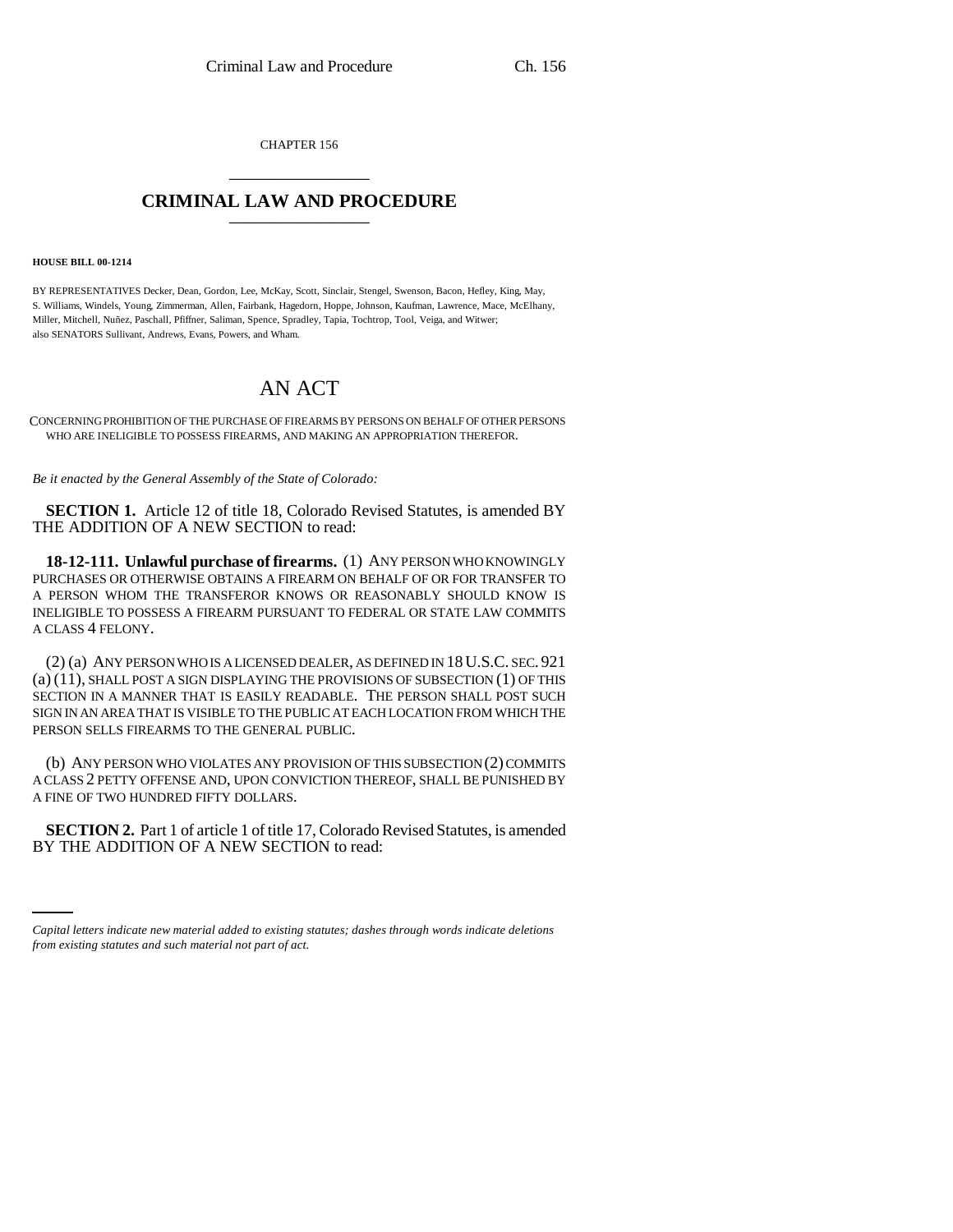CHAPTER 156

# CRIMINAL LAW AND PROCEDURE

**HOUSE BILL 00-1214**

BY REPRESENTATIVES Decker, Dean, Gordon, Lee, McKay, Scott, Sinclair, Stengel, Swenson, Bacon, Hefley, King, May, S. Williams, Windels, Young, Zimmerman, Allen, Fairbank, Hagedorn, Hoppe, Johnson, Kaufman, Lawrence, Mace, McElhany, Miller, Mitchell, Nuñez, Paschall, Pfiffner, Saliman, Spence, Spradley, Tapia, Tochtrop, Tool, Veiga, and Witwer; also SENATORS Sullivant, Andrews, Evans, Powers, and Wham.

# AN ACT

CONCERNING PROHIBITION OF THE PURCHASE OF FIREARMS BY PERSONS ON BEHALF OF OTHER PERSONS WHO ARE INELIGIBLE TO POSSESS FIREARMS, AND MAKING AN APPROPRIATION THEREFOR.

*Be it enacted by the General Assembly of the State of Colorado:*

**SECTION 1.** Article 12 of title 18, Colorado Revised Statutes, is amended BY THE ADDITION OF A NEW SECTION to read:

**18-12-111. Unlawful purchase of firearms.** (1) ANY PERSON WHO KNOWINGLY PURCHASES OR OTHERWISE OBTAINS A FIREARM ON BEHALF OF OR FOR TRANSFER TO A PERSON WHOM THE TRANSFEROR KNOWS OR REASONABLY SHOULD KNOW IS INELIGIBLE TO POSSESS A FIREARM PURSUANT TO FEDERAL OR STATE LAW COMMITS A CLASS 4 FELONY.

(2) (a) ANY PERSON WHO IS A LICENSED DEALER, AS DEFINED IN 18 U.S.C. SEC. 921 (a) (11), SHALL POST A SIGN DISPLAYING THE PROVISIONS OF SUBSECTION (1) OF THIS SECTION IN A MANNER THAT IS EASILY READABLE. THE PERSON SHALL POST SUCH SIGN IN AN AREA THAT IS VISIBLE TO THE PUBLIC AT EACH LOCATION FROM WHICH THE PERSON SELLS FIREARMS TO THE GENERAL PUBLIC.

(b) ANY PERSON WHO VIOLATES ANY PROVISION OF THIS SUBSECTION (2) COMMITS A CLASS 2 PETTY OFFENSE AND, UPON CONVICTION THEREOF, SHALL BE PUNISHED BY A FINE OF TWO HUNDRED FIFTY DOLLARS.

**SECTION 2.** Part 1 of article 1 of title 17, Colorado Revised Statutes, is amended BY THE ADDITION OF A NEW SECTION to read:

*Capital letters indicate new material added to existing statutes; dashes through words indicate deletions from existing statutes and such material not part of act.*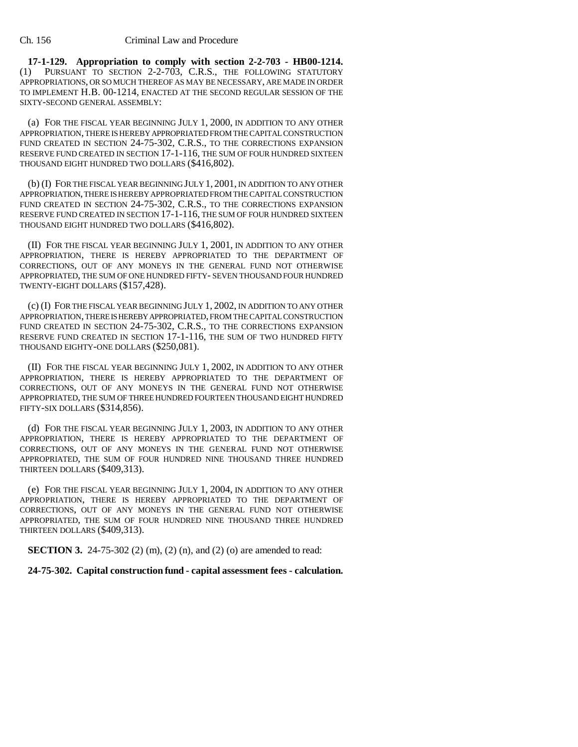**17-1-129. Appropriation to comply with section 2-2-703 - HB00-1214.** (1) PURSUANT TO SECTION 2-2-703, C.R.S., THE FOLLOWING STATUTORY APPROPRIATIONS, OR SO MUCH THEREOF AS MAY BE NECESSARY, ARE MADE IN ORDER TO IMPLEMENT H.B. 00-1214, ENACTED AT THE SECOND REGULAR SESSION OF THE SIXTY-SECOND GENERAL ASSEMBLY:

(a) FOR THE FISCAL YEAR BEGINNING JULY 1, 2000, IN ADDITION TO ANY OTHER APPROPRIATION, THERE IS HEREBY APPROPRIATED FROM THE CAPITAL CONSTRUCTION FUND CREATED IN SECTION 24-75-302, C.R.S., TO THE CORRECTIONS EXPANSION RESERVE FUND CREATED IN SECTION 17-1-116, THE SUM OF FOUR HUNDRED SIXTEEN THOUSAND EIGHT HUNDRED TWO DOLLARS ($416,802).

(b) (I) FOR THE FISCAL YEAR BEGINNING JULY 1, 2001, IN ADDITION TO ANY OTHER APPROPRIATION, THERE IS HEREBY APPROPRIATED FROM THE CAPITAL CONSTRUCTION FUND CREATED IN SECTION 24-75-302, C.R.S., TO THE CORRECTIONS EXPANSION RESERVE FUND CREATED IN SECTION 17-1-116, THE SUM OF FOUR HUNDRED SIXTEEN THOUSAND EIGHT HUNDRED TWO DOLLARS ($416,802).

(II) FOR THE FISCAL YEAR BEGINNING JULY 1, 2001, IN ADDITION TO ANY OTHER APPROPRIATION, THERE IS HEREBY APPROPRIATED TO THE DEPARTMENT OF CORRECTIONS, OUT OF ANY MONEYS IN THE GENERAL FUND NOT OTHERWISE APPROPRIATED, THE SUM OF ONE HUNDRED FIFTY- SEVEN THOUSAND FOUR HUNDRED TWENTY-EIGHT DOLLARS ($157,428).

(c) (I) FOR THE FISCAL YEAR BEGINNING JULY 1, 2002, IN ADDITION TO ANY OTHER APPROPRIATION, THERE IS HEREBY APPROPRIATED, FROM THE CAPITAL CONSTRUCTION FUND CREATED IN SECTION 24-75-302, C.R.S., TO THE CORRECTIONS EXPANSION RESERVE FUND CREATED IN SECTION 17-1-116, THE SUM OF TWO HUNDRED FIFTY THOUSAND EIGHTY-ONE DOLLARS ($250,081).

(II) FOR THE FISCAL YEAR BEGINNING JULY 1, 2002, IN ADDITION TO ANY OTHER APPROPRIATION, THERE IS HEREBY APPROPRIATED TO THE DEPARTMENT OF CORRECTIONS, OUT OF ANY MONEYS IN THE GENERAL FUND NOT OTHERWISE APPROPRIATED, THE SUM OF THREE HUNDRED FOURTEEN THOUSAND EIGHT HUNDRED FIFTY-SIX DOLLARS ($314,856).

(d) FOR THE FISCAL YEAR BEGINNING JULY 1, 2003, IN ADDITION TO ANY OTHER APPROPRIATION, THERE IS HEREBY APPROPRIATED TO THE DEPARTMENT OF CORRECTIONS, OUT OF ANY MONEYS IN THE GENERAL FUND NOT OTHERWISE APPROPRIATED, THE SUM OF FOUR HUNDRED NINE THOUSAND THREE HUNDRED THIRTEEN DOLLARS ($409,313).

(e) FOR THE FISCAL YEAR BEGINNING JULY 1, 2004, IN ADDITION TO ANY OTHER APPROPRIATION, THERE IS HEREBY APPROPRIATED TO THE DEPARTMENT OF CORRECTIONS, OUT OF ANY MONEYS IN THE GENERAL FUND NOT OTHERWISE APPROPRIATED, THE SUM OF FOUR HUNDRED NINE THOUSAND THREE HUNDRED THIRTEEN DOLLARS ($409,313).

**SECTION 3.** 24-75-302 (2) (m), (2) (n), and (2) (o) are amended to read:

**24-75-302. Capital construction fund - capital assessment fees - calculation.**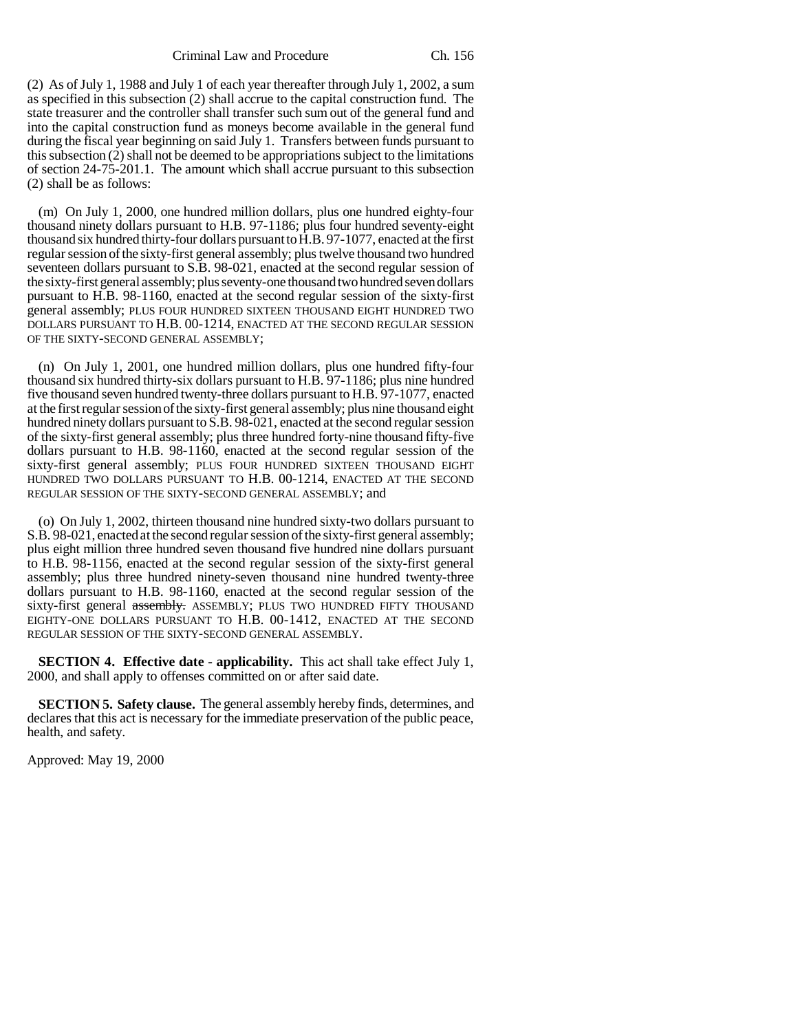(2) As of July 1, 1988 and July 1 of each year thereafter through July 1, 2002, a sum as specified in this subsection (2) shall accrue to the capital construction fund. The state treasurer and the controller shall transfer such sum out of the general fund and into the capital construction fund as moneys become available in the general fund during the fiscal year beginning on said July 1. Transfers between funds pursuant to this subsection (2) shall not be deemed to be appropriations subject to the limitations of section 24-75-201.1. The amount which shall accrue pursuant to this subsection (2) shall be as follows:

(m) On July 1, 2000, one hundred million dollars, plus one hundred eighty-four thousand ninety dollars pursuant to H.B. 97-1186; plus four hundred seventy-eight thousand six hundred thirty-four dollars pursuant to H.B. 97-1077, enacted at the first regular session of the sixty-first general assembly; plus twelve thousand two hundred seventeen dollars pursuant to S.B. 98-021, enacted at the second regular session of the sixty-first general assembly; plus seventy-one thousand two hundred seven dollars pursuant to H.B. 98-1160, enacted at the second regular session of the sixty-first general assembly; PLUS FOUR HUNDRED SIXTEEN THOUSAND EIGHT HUNDRED TWO DOLLARS PURSUANT TO H.B. 00-1214, ENACTED AT THE SECOND REGULAR SESSION OF THE SIXTY-SECOND GENERAL ASSEMBLY;

(n) On July 1, 2001, one hundred million dollars, plus one hundred fifty-four thousand six hundred thirty-six dollars pursuant to H.B. 97-1186; plus nine hundred five thousand seven hundred twenty-three dollars pursuant to H.B. 97-1077, enacted at the first regular session of the sixty-first general assembly; plus nine thousand eight hundred ninety dollars pursuant to S.B. 98-021, enacted at the second regular session of the sixty-first general assembly; plus three hundred forty-nine thousand fifty-five dollars pursuant to H.B. 98-1160, enacted at the second regular session of the sixty-first general assembly; PLUS FOUR HUNDRED SIXTEEN THOUSAND EIGHT HUNDRED TWO DOLLARS PURSUANT TO H.B. 00-1214, ENACTED AT THE SECOND REGULAR SESSION OF THE SIXTY-SECOND GENERAL ASSEMBLY; and

(o) On July 1, 2002, thirteen thousand nine hundred sixty-two dollars pursuant to S.B. 98-021, enacted at the second regular session of the sixty-first general assembly; plus eight million three hundred seven thousand five hundred nine dollars pursuant to H.B. 98-1156, enacted at the second regular session of the sixty-first general assembly; plus three hundred ninety-seven thousand nine hundred twenty-three dollars pursuant to H.B. 98-1160, enacted at the second regular session of the sixty-first general ~~assembly.~~ ASSEMBLY; PLUS TWO HUNDRED FIFTY THOUSAND EIGHTY-ONE DOLLARS PURSUANT TO H.B. 00-1412, ENACTED AT THE SECOND REGULAR SESSION OF THE SIXTY-SECOND GENERAL ASSEMBLY.

**SECTION 4. Effective date - applicability.** This act shall take effect July 1, 2000, and shall apply to offenses committed on or after said date.

**SECTION 5. Safety clause.** The general assembly hereby finds, determines, and declares that this act is necessary for the immediate preservation of the public peace, health, and safety.

Approved: May 19, 2000